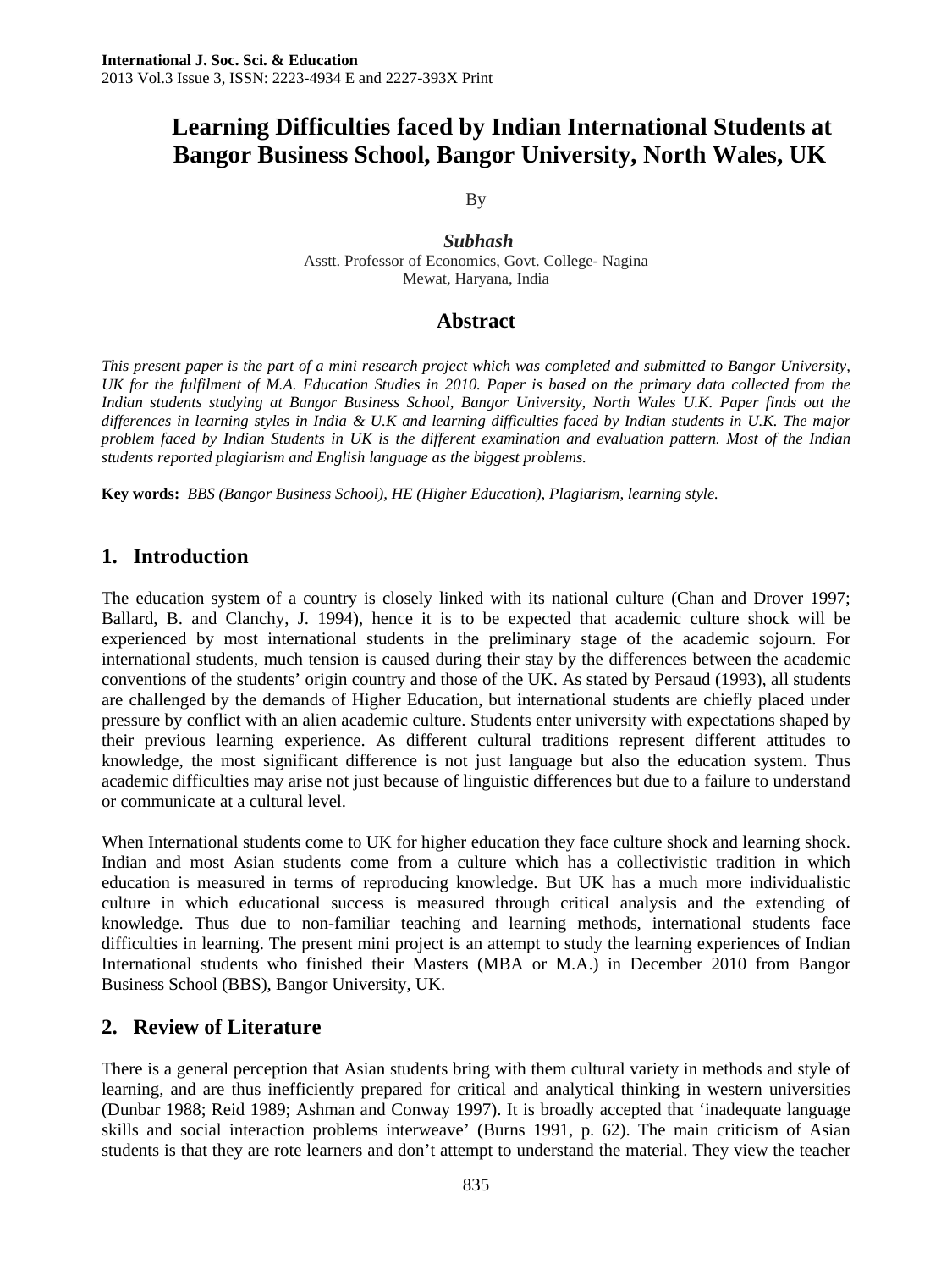# Learning Difficulties faced by Indian International Students at Bangor Business School, Bangor University, North Wales, UK

By

***Subhash***
Asstt. Professor of Economics, Govt. College- Nagina
Mewat, Haryana, India

## Abstract

*This present paper is the part of a mini research project which was completed and submitted to Bangor University, UK for the fulfilment of M.A. Education Studies in 2010. Paper is based on the primary data collected from the Indian students studying at Bangor Business School, Bangor University, North Wales U.K. Paper finds out the differences in learning styles in India & U.K and learning difficulties faced by Indian students in U.K. The major problem faced by Indian Students in UK is the different examination and evaluation pattern. Most of the Indian students reported plagiarism and English language as the biggest problems.*

**Key words:** *BBS (Bangor Business School), HE (Higher Education), Plagiarism, learning style.*

## 1. Introduction

The education system of a country is closely linked with its national culture (Chan and Drover 1997; Ballard, B. and Clanchy, J. 1994), hence it is to be expected that academic culture shock will be experienced by most international students in the preliminary stage of the academic sojourn. For international students, much tension is caused during their stay by the differences between the academic conventions of the students' origin country and those of the UK. As stated by Persaud (1993), all students are challenged by the demands of Higher Education, but international students are chiefly placed under pressure by conflict with an alien academic culture. Students enter university with expectations shaped by their previous learning experience. As different cultural traditions represent different attitudes to knowledge, the most significant difference is not just language but also the education system. Thus academic difficulties may arise not just because of linguistic differences but due to a failure to understand or communicate at a cultural level.

When International students come to UK for higher education they face culture shock and learning shock. Indian and most Asian students come from a culture which has a collectivistic tradition in which education is measured in terms of reproducing knowledge. But UK has a much more individualistic culture in which educational success is measured through critical analysis and the extending of knowledge. Thus due to non-familiar teaching and learning methods, international students face difficulties in learning. The present mini project is an attempt to study the learning experiences of Indian International students who finished their Masters (MBA or M.A.) in December 2010 from Bangor Business School (BBS), Bangor University, UK.

## 2. Review of Literature

There is a general perception that Asian students bring with them cultural variety in methods and style of learning, and are thus inefficiently prepared for critical and analytical thinking in western universities (Dunbar 1988; Reid 1989; Ashman and Conway 1997). It is broadly accepted that 'inadequate language skills and social interaction problems interweave' (Burns 1991, p. 62). The main criticism of Asian students is that they are rote learners and don't attempt to understand the material. They view the teacher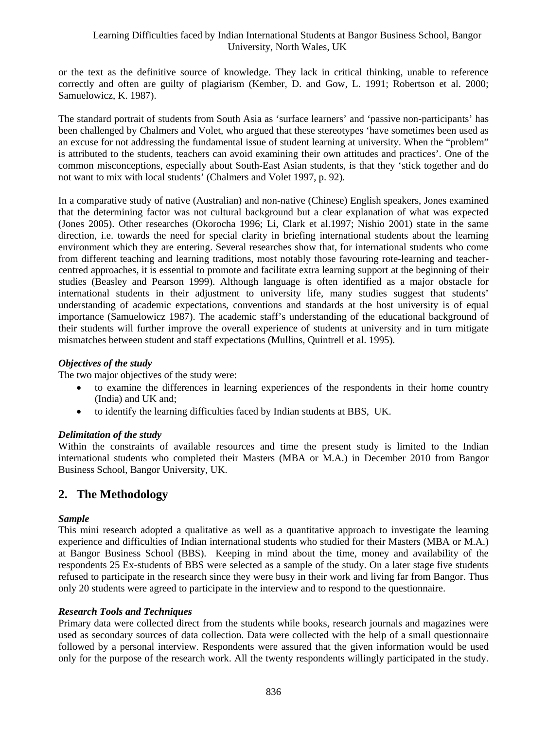or the text as the definitive source of knowledge. They lack in critical thinking, unable to reference correctly and often are guilty of plagiarism (Kember, D. and Gow, L. 1991; Robertson et al. 2000; Samuelowicz, K. 1987).

The standard portrait of students from South Asia as 'surface learners' and 'passive non-participants' has been challenged by Chalmers and Volet, who argued that these stereotypes 'have sometimes been used as an excuse for not addressing the fundamental issue of student learning at university. When the "problem" is attributed to the students, teachers can avoid examining their own attitudes and practices'. One of the common misconceptions, especially about South-East Asian students, is that they 'stick together and do not want to mix with local students' (Chalmers and Volet 1997, p. 92).

In a comparative study of native (Australian) and non-native (Chinese) English speakers, Jones examined that the determining factor was not cultural background but a clear explanation of what was expected (Jones 2005). Other researches (Okorocha 1996; Li, Clark et al.1997; Nishio 2001) state in the same direction, i.e. towards the need for special clarity in briefing international students about the learning environment which they are entering. Several researches show that, for international students who come from different teaching and learning traditions, most notably those favouring rote-learning and teacher-centred approaches, it is essential to promote and facilitate extra learning support at the beginning of their studies (Beasley and Pearson 1999). Although language is often identified as a major obstacle for international students in their adjustment to university life, many studies suggest that students' understanding of academic expectations, conventions and standards at the host university is of equal importance (Samuelowicz 1987). The academic staff's understanding of the educational background of their students will further improve the overall experience of students at university and in turn mitigate mismatches between student and staff expectations (Mullins, Quintrell et al. 1995).

### *Objectives of the study*

The two major objectives of the study were:

- to examine the differences in learning experiences of the respondents in their home country (India) and UK and;
- to identify the learning difficulties faced by Indian students at BBS, UK.

### *Delimitation of the study*

Within the constraints of available resources and time the present study is limited to the Indian international students who completed their Masters (MBA or M.A.) in December 2010 from Bangor Business School, Bangor University, UK.

## 2. The Methodology

### *Sample*

This mini research adopted a qualitative as well as a quantitative approach to investigate the learning experience and difficulties of Indian international students who studied for their Masters (MBA or M.A.) at Bangor Business School (BBS). Keeping in mind about the time, money and availability of the respondents 25 Ex-students of BBS were selected as a sample of the study. On a later stage five students refused to participate in the research since they were busy in their work and living far from Bangor. Thus only 20 students were agreed to participate in the interview and to respond to the questionnaire.

### *Research Tools and Techniques*

Primary data were collected direct from the students while books, research journals and magazines were used as secondary sources of data collection. Data were collected with the help of a small questionnaire followed by a personal interview. Respondents were assured that the given information would be used only for the purpose of the research work. All the twenty respondents willingly participated in the study.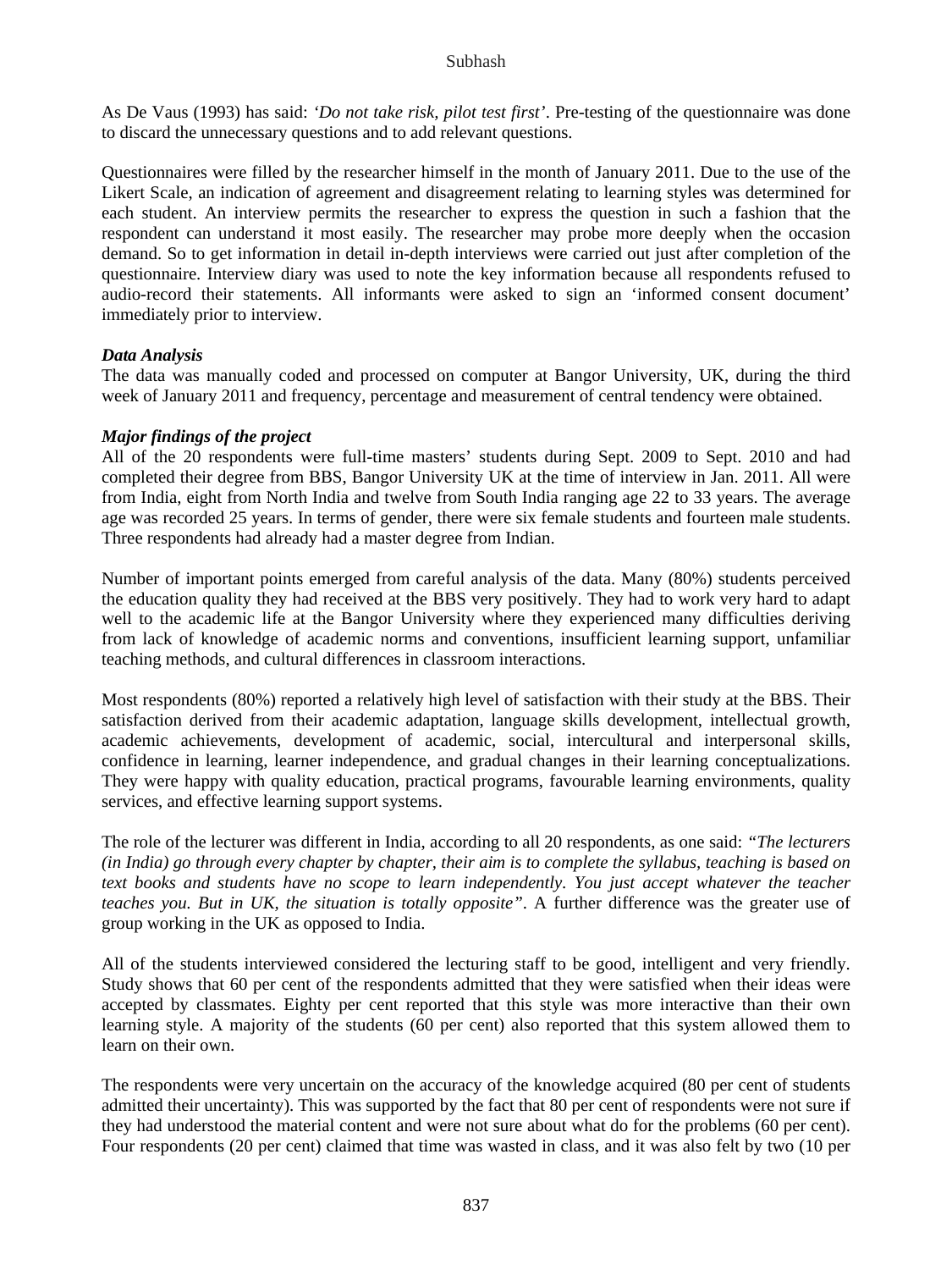As De Vaus (1993) has said: *'Do not take risk, pilot test first'*. Pre-testing of the questionnaire was done to discard the unnecessary questions and to add relevant questions.

Questionnaires were filled by the researcher himself in the month of January 2011. Due to the use of the Likert Scale, an indication of agreement and disagreement relating to learning styles was determined for each student. An interview permits the researcher to express the question in such a fashion that the respondent can understand it most easily. The researcher may probe more deeply when the occasion demand. So to get information in detail in-depth interviews were carried out just after completion of the questionnaire. Interview diary was used to note the key information because all respondents refused to audio-record their statements. All informants were asked to sign an 'informed consent document' immediately prior to interview.

***Data Analysis***

The data was manually coded and processed on computer at Bangor University, UK, during the third week of January 2011 and frequency, percentage and measurement of central tendency were obtained.

***Major findings of the project***

All of the 20 respondents were full-time masters' students during Sept. 2009 to Sept. 2010 and had completed their degree from BBS, Bangor University UK at the time of interview in Jan. 2011. All were from India, eight from North India and twelve from South India ranging age 22 to 33 years. The average age was recorded 25 years. In terms of gender, there were six female students and fourteen male students. Three respondents had already had a master degree from Indian.

Number of important points emerged from careful analysis of the data. Many (80%) students perceived the education quality they had received at the BBS very positively. They had to work very hard to adapt well to the academic life at the Bangor University where they experienced many difficulties deriving from lack of knowledge of academic norms and conventions, insufficient learning support, unfamiliar teaching methods, and cultural differences in classroom interactions.

Most respondents (80%) reported a relatively high level of satisfaction with their study at the BBS. Their satisfaction derived from their academic adaptation, language skills development, intellectual growth, academic achievements, development of academic, social, intercultural and interpersonal skills, confidence in learning, learner independence, and gradual changes in their learning conceptualizations. They were happy with quality education, practical programs, favourable learning environments, quality services, and effective learning support systems.

The role of the lecturer was different in India, according to all 20 respondents, as one said: *"The lecturers (in India) go through every chapter by chapter, their aim is to complete the syllabus, teaching is based on text books and students have no scope to learn independently. You just accept whatever the teacher teaches you. But in UK, the situation is totally opposite"*. A further difference was the greater use of group working in the UK as opposed to India.

All of the students interviewed considered the lecturing staff to be good, intelligent and very friendly. Study shows that 60 per cent of the respondents admitted that they were satisfied when their ideas were accepted by classmates. Eighty per cent reported that this style was more interactive than their own learning style. A majority of the students (60 per cent) also reported that this system allowed them to learn on their own.

The respondents were very uncertain on the accuracy of the knowledge acquired (80 per cent of students admitted their uncertainty). This was supported by the fact that 80 per cent of respondents were not sure if they had understood the material content and were not sure about what do for the problems (60 per cent). Four respondents (20 per cent) claimed that time was wasted in class, and it was also felt by two (10 per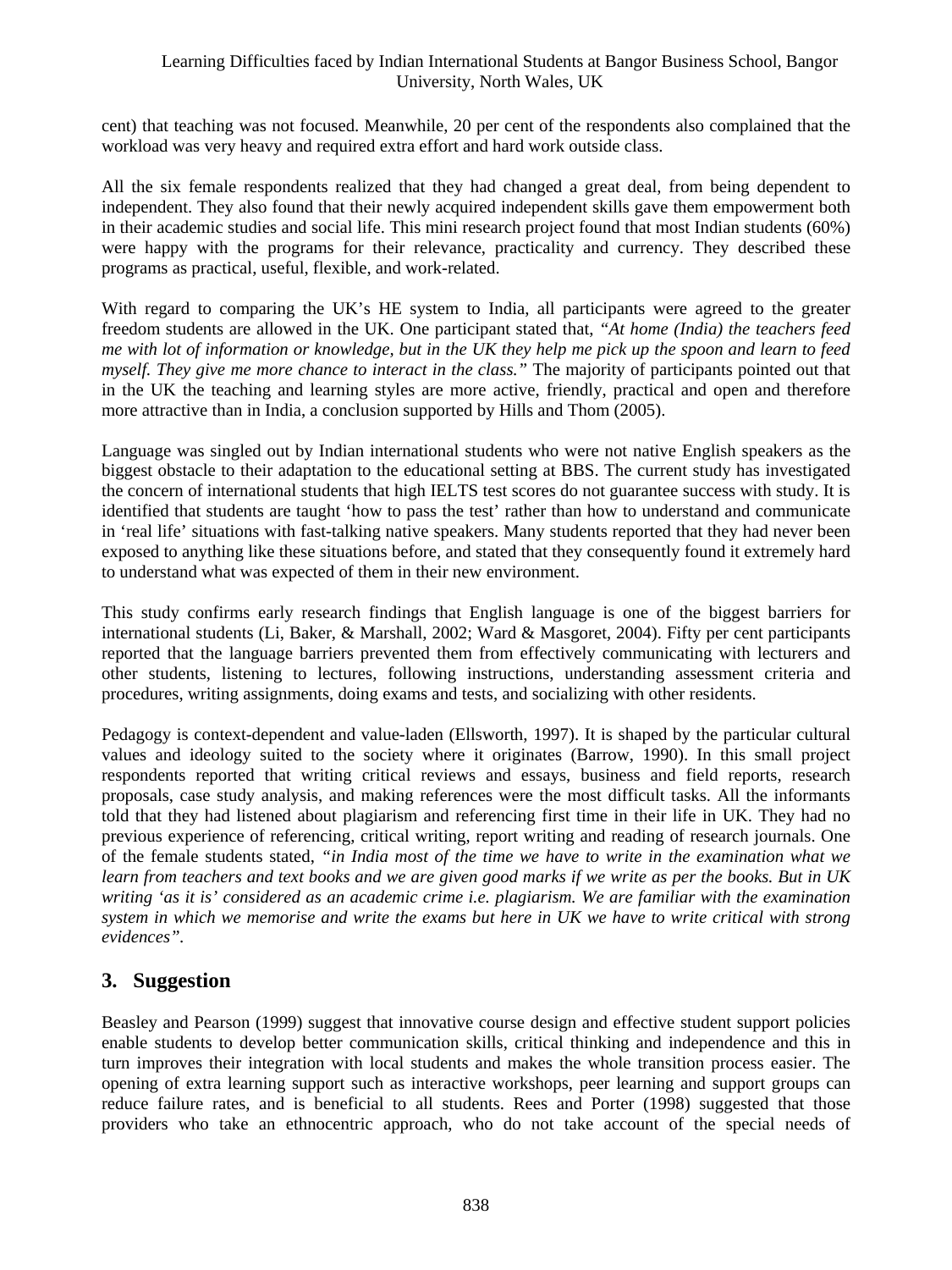cent) that teaching was not focused. Meanwhile, 20 per cent of the respondents also complained that the workload was very heavy and required extra effort and hard work outside class.

All the six female respondents realized that they had changed a great deal, from being dependent to independent. They also found that their newly acquired independent skills gave them empowerment both in their academic studies and social life. This mini research project found that most Indian students (60%) were happy with the programs for their relevance, practicality and currency. They described these programs as practical, useful, flexible, and work-related.

With regard to comparing the UK's HE system to India, all participants were agreed to the greater freedom students are allowed in the UK. One participant stated that, *"At home (India) the teachers feed me with lot of information or knowledge, but in the UK they help me pick up the spoon and learn to feed myself. They give me more chance to interact in the class."* The majority of participants pointed out that in the UK the teaching and learning styles are more active, friendly, practical and open and therefore more attractive than in India, a conclusion supported by Hills and Thom (2005).

Language was singled out by Indian international students who were not native English speakers as the biggest obstacle to their adaptation to the educational setting at BBS. The current study has investigated the concern of international students that high IELTS test scores do not guarantee success with study. It is identified that students are taught 'how to pass the test' rather than how to understand and communicate in 'real life' situations with fast-talking native speakers. Many students reported that they had never been exposed to anything like these situations before, and stated that they consequently found it extremely hard to understand what was expected of them in their new environment.

This study confirms early research findings that English language is one of the biggest barriers for international students (Li, Baker, & Marshall, 2002; Ward & Masgoret, 2004). Fifty per cent participants reported that the language barriers prevented them from effectively communicating with lecturers and other students, listening to lectures, following instructions, understanding assessment criteria and procedures, writing assignments, doing exams and tests, and socializing with other residents.

Pedagogy is context-dependent and value-laden (Ellsworth, 1997). It is shaped by the particular cultural values and ideology suited to the society where it originates (Barrow, 1990). In this small project respondents reported that writing critical reviews and essays, business and field reports, research proposals, case study analysis, and making references were the most difficult tasks. All the informants told that they had listened about plagiarism and referencing first time in their life in UK. They had no previous experience of referencing, critical writing, report writing and reading of research journals. One of the female students stated, *"in India most of the time we have to write in the examination what we learn from teachers and text books and we are given good marks if we write as per the books. But in UK writing 'as it is' considered as an academic crime i.e. plagiarism. We are familiar with the examination system in which we memorise and write the exams but here in UK we have to write critical with strong evidences".*

## 3. Suggestion

Beasley and Pearson (1999) suggest that innovative course design and effective student support policies enable students to develop better communication skills, critical thinking and independence and this in turn improves their integration with local students and makes the whole transition process easier. The opening of extra learning support such as interactive workshops, peer learning and support groups can reduce failure rates, and is beneficial to all students. Rees and Porter (1998) suggested that those providers who take an ethnocentric approach, who do not take account of the special needs of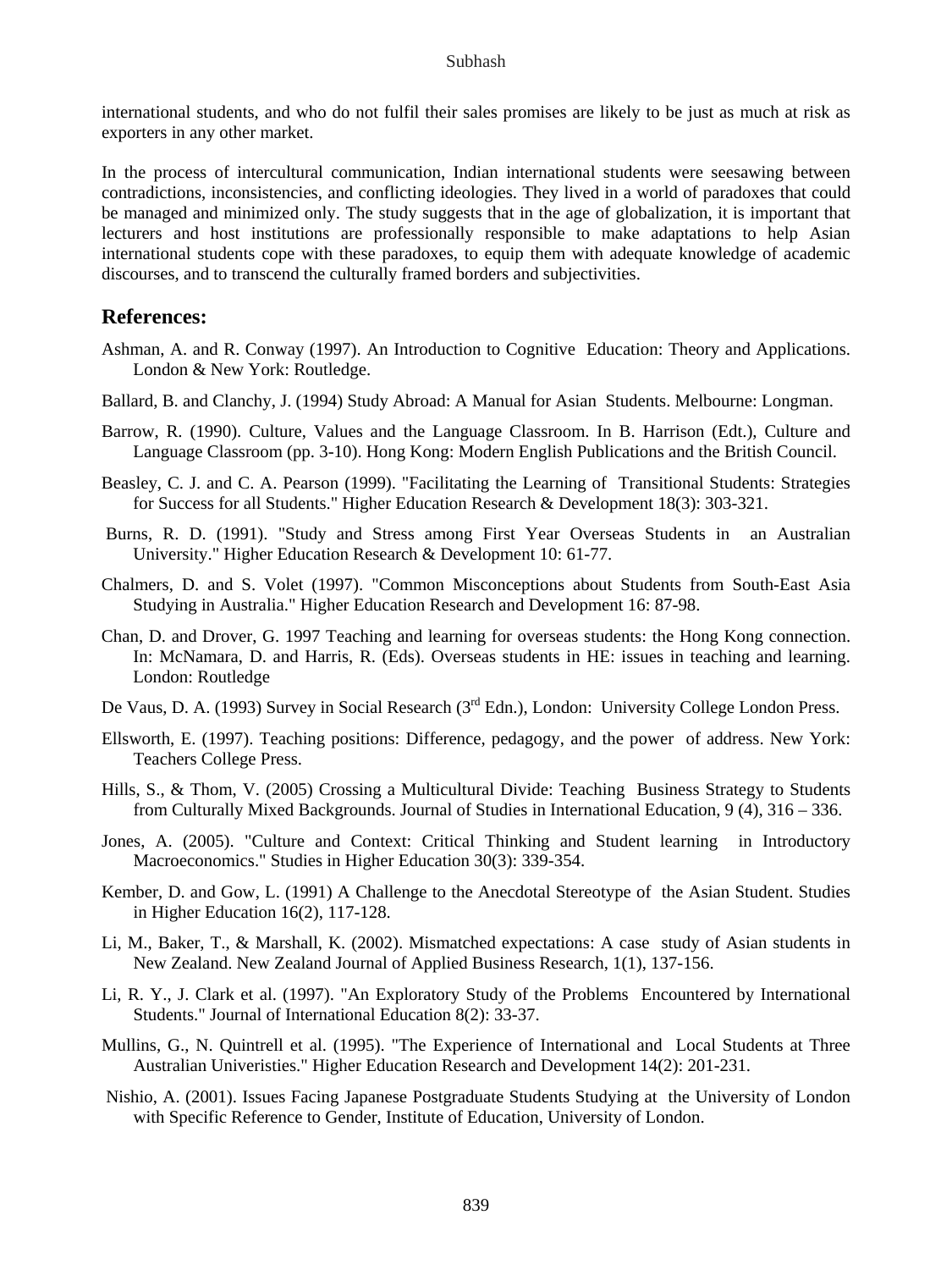international students, and who do not fulfil their sales promises are likely to be just as much at risk as exporters in any other market.

In the process of intercultural communication, Indian international students were seesawing between contradictions, inconsistencies, and conflicting ideologies. They lived in a world of paradoxes that could be managed and minimized only. The study suggests that in the age of globalization, it is important that lecturers and host institutions are professionally responsible to make adaptations to help Asian international students cope with these paradoxes, to equip them with adequate knowledge of academic discourses, and to transcend the culturally framed borders and subjectivities.

## References:

Ashman, A. and R. Conway (1997). An Introduction to Cognitive Education: Theory and Applications. London & New York: Routledge.

Ballard, B. and Clanchy, J. (1994) Study Abroad: A Manual for Asian Students. Melbourne: Longman.

Barrow, R. (1990). Culture, Values and the Language Classroom. In B. Harrison (Edt.), Culture and Language Classroom (pp. 3-10). Hong Kong: Modern English Publications and the British Council.

Beasley, C. J. and C. A. Pearson (1999). "Facilitating the Learning of Transitional Students: Strategies for Success for all Students." Higher Education Research & Development 18(3): 303-321.

Burns, R. D. (1991). "Study and Stress among First Year Overseas Students in an Australian University." Higher Education Research & Development 10: 61-77.

Chalmers, D. and S. Volet (1997). "Common Misconceptions about Students from South-East Asia Studying in Australia." Higher Education Research and Development 16: 87-98.

Chan, D. and Drover, G. 1997 Teaching and learning for overseas students: the Hong Kong connection. In: McNamara, D. and Harris, R. (Eds). Overseas students in HE: issues in teaching and learning. London: Routledge

De Vaus, D. A. (1993) Survey in Social Research (3rd Edn.), London: University College London Press.

Ellsworth, E. (1997). Teaching positions: Difference, pedagogy, and the power of address. New York: Teachers College Press.

Hills, S., & Thom, V. (2005) Crossing a Multicultural Divide: Teaching Business Strategy to Students from Culturally Mixed Backgrounds. Journal of Studies in International Education, 9 (4), 316 – 336.

Jones, A. (2005). "Culture and Context: Critical Thinking and Student learning in Introductory Macroeconomics." Studies in Higher Education 30(3): 339-354.

Kember, D. and Gow, L. (1991) A Challenge to the Anecdotal Stereotype of the Asian Student. Studies in Higher Education 16(2), 117-128.

Li, M., Baker, T., & Marshall, K. (2002). Mismatched expectations: A case study of Asian students in New Zealand. New Zealand Journal of Applied Business Research, 1(1), 137-156.

Li, R. Y., J. Clark et al. (1997). "An Exploratory Study of the Problems Encountered by International Students." Journal of International Education 8(2): 33-37.

Mullins, G., N. Quintrell et al. (1995). "The Experience of International and Local Students at Three Australian Univeristies." Higher Education Research and Development 14(2): 201-231.

Nishio, A. (2001). Issues Facing Japanese Postgraduate Students Studying at the University of London with Specific Reference to Gender, Institute of Education, University of London.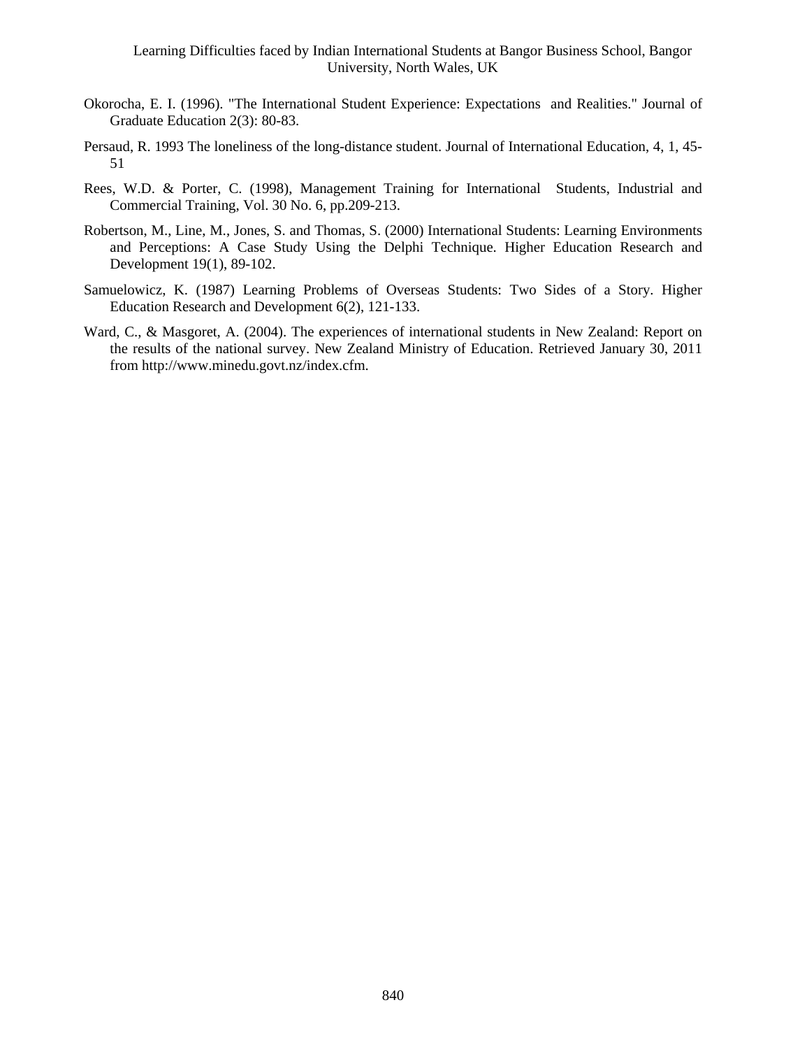Okorocha, E. I. (1996). "The International Student Experience: Expectations and Realities." Journal of Graduate Education 2(3): 80-83.

Persaud, R. 1993 The loneliness of the long-distance student. Journal of International Education, 4, 1, 45-51

Rees, W.D. & Porter, C. (1998), Management Training for International Students, Industrial and Commercial Training, Vol. 30 No. 6, pp.209-213.

Robertson, M., Line, M., Jones, S. and Thomas, S. (2000) International Students: Learning Environments and Perceptions: A Case Study Using the Delphi Technique. Higher Education Research and Development 19(1), 89-102.

Samuelowicz, K. (1987) Learning Problems of Overseas Students: Two Sides of a Story. Higher Education Research and Development 6(2), 121-133.

Ward, C., & Masgoret, A. (2004). The experiences of international students in New Zealand: Report on the results of the national survey. New Zealand Ministry of Education. Retrieved January 30, 2011 from http://www.minedu.govt.nz/index.cfm.